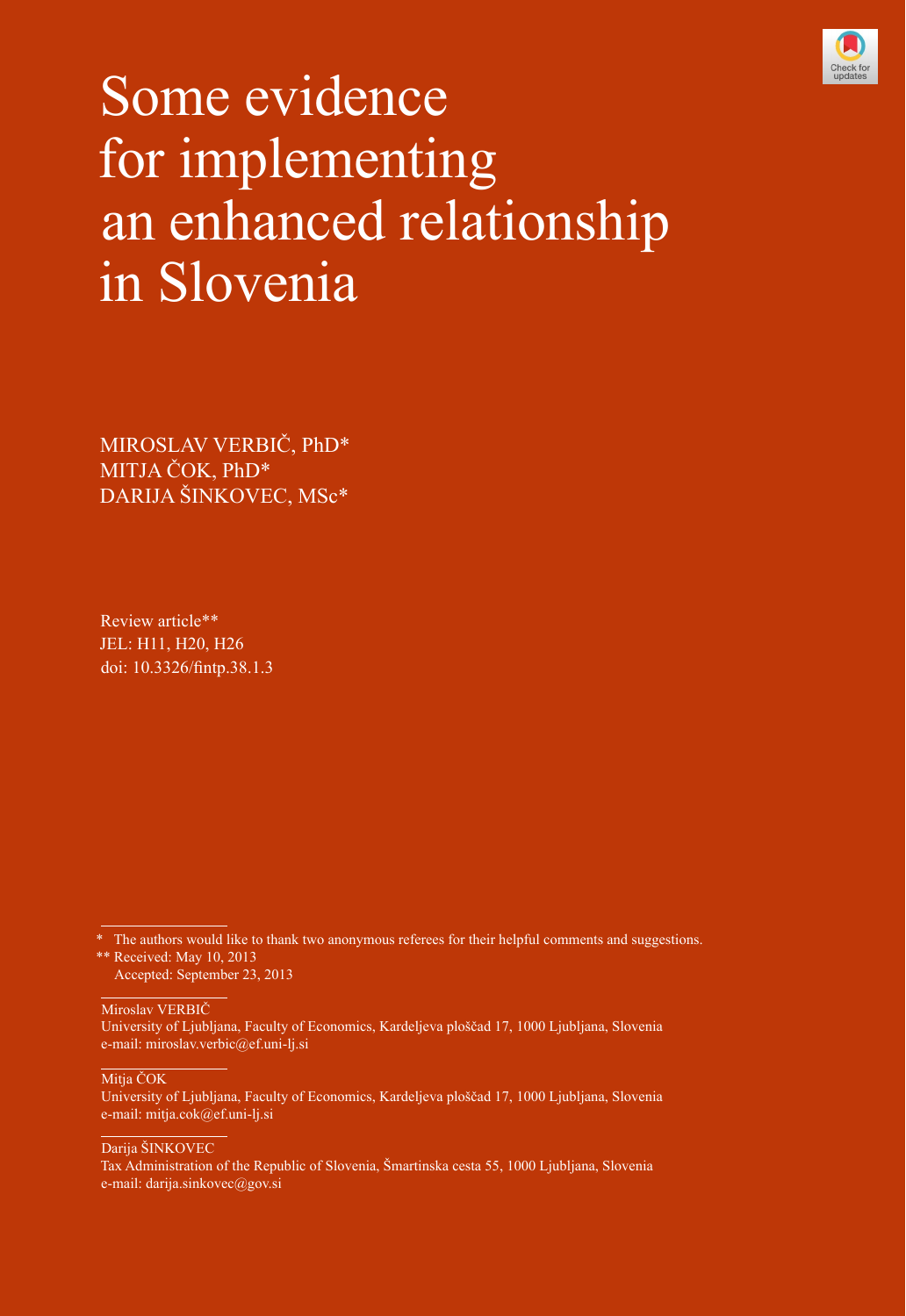# Some evidence for implementing an enhanced relationship in Slovenia

MIROSLAV VERBIČ, PhD*
MITJA ČOK, PhD*
DARIJA ŠINKOVEC, MSc*

Review article**
JEL: H11, H20, H26
doi: 10.3326/fintp.38.1.3

---

\* The authors would like to thank two anonymous referees for their helpful comments and suggestions.

\*\* Received: May 10, 2013
Accepted: September 23, 2013

---

Miroslav VERBIČ
University of Ljubljana, Faculty of Economics, Kardeljeva ploščad 17, 1000 Ljubljana, Slovenia
e-mail: miroslav.verbic@ef.uni-lj.si

Mitja ČOK
University of Ljubljana, Faculty of Economics, Kardeljeva ploščad 17, 1000 Ljubljana, Slovenia
e-mail: mitja.cok@ef.uni-lj.si

Darija ŠINKOVEC
Tax Administration of the Republic of Slovenia, Šmartinska cesta 55, 1000 Ljubljana, Slovenia
e-mail: darija.sinkovec@gov.si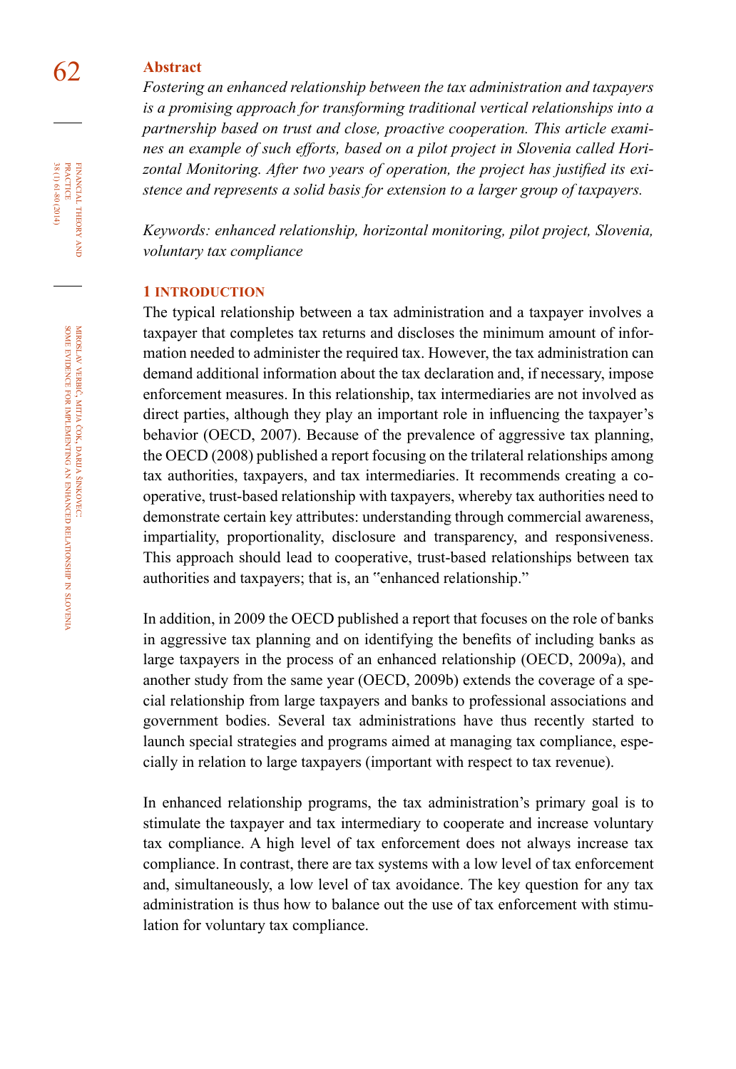## Abstract

*Fostering an enhanced relationship between the tax administration and taxpayers is a promising approach for transforming traditional vertical relationships into a partnership based on trust and close, proactive cooperation. This article examines an example of such efforts, based on a pilot project in Slovenia called Horizontal Monitoring. After two years of operation, the project has justified its existence and represents a solid basis for extension to a larger group of taxpayers.*

*Keywords: enhanced relationship, horizontal monitoring, pilot project, Slovenia, voluntary tax compliance*

## 1 INTRODUCTION

The typical relationship between a tax administration and a taxpayer involves a taxpayer that completes tax returns and discloses the minimum amount of information needed to administer the required tax. However, the tax administration can demand additional information about the tax declaration and, if necessary, impose enforcement measures. In this relationship, tax intermediaries are not involved as direct parties, although they play an important role in influencing the taxpayer's behavior (OECD, 2007). Because of the prevalence of aggressive tax planning, the OECD (2008) published a report focusing on the trilateral relationships among tax authorities, taxpayers, and tax intermediaries. It recommends creating a cooperative, trust-based relationship with taxpayers, whereby tax authorities need to demonstrate certain key attributes: understanding through commercial awareness, impartiality, proportionality, disclosure and transparency, and responsiveness. This approach should lead to cooperative, trust-based relationships between tax authorities and taxpayers; that is, an "enhanced relationship."

In addition, in 2009 the OECD published a report that focuses on the role of banks in aggressive tax planning and on identifying the benefits of including banks as large taxpayers in the process of an enhanced relationship (OECD, 2009a), and another study from the same year (OECD, 2009b) extends the coverage of a special relationship from large taxpayers and banks to professional associations and government bodies. Several tax administrations have thus recently started to launch special strategies and programs aimed at managing tax compliance, especially in relation to large taxpayers (important with respect to tax revenue).

In enhanced relationship programs, the tax administration's primary goal is to stimulate the taxpayer and tax intermediary to cooperate and increase voluntary tax compliance. A high level of tax enforcement does not always increase tax compliance. In contrast, there are tax systems with a low level of tax enforcement and, simultaneously, a low level of tax avoidance. The key question for any tax administration is thus how to balance out the use of tax enforcement with stimulation for voluntary tax compliance.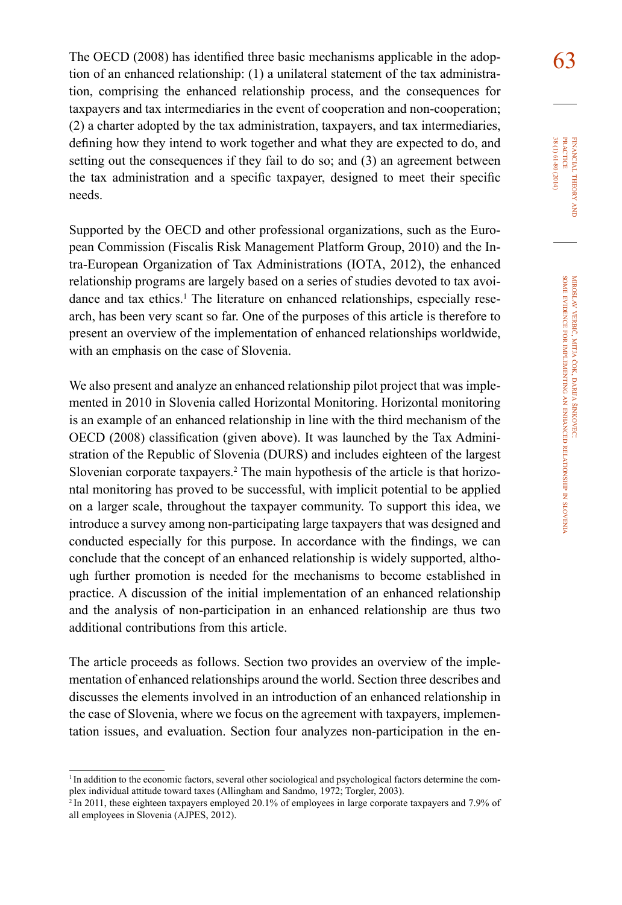The OECD (2008) has identified three basic mechanisms applicable in the adoption of an enhanced relationship: (1) a unilateral statement of the tax administration, comprising the enhanced relationship process, and the consequences for taxpayers and tax intermediaries in the event of cooperation and non-cooperation; (2) a charter adopted by the tax administration, taxpayers, and tax intermediaries, defining how they intend to work together and what they are expected to do, and setting out the consequences if they fail to do so; and (3) an agreement between the tax administration and a specific taxpayer, designed to meet their specific needs.

Supported by the OECD and other professional organizations, such as the European Commission (Fiscalis Risk Management Platform Group, 2010) and the Intra-European Organization of Tax Administrations (IOTA, 2012), the enhanced relationship programs are largely based on a series of studies devoted to tax avoidance and tax ethics.[1] The literature on enhanced relationships, especially research, has been very scant so far. One of the purposes of this article is therefore to present an overview of the implementation of enhanced relationships worldwide, with an emphasis on the case of Slovenia.

We also present and analyze an enhanced relationship pilot project that was implemented in 2010 in Slovenia called Horizontal Monitoring. Horizontal monitoring is an example of an enhanced relationship in line with the third mechanism of the OECD (2008) classification (given above). It was launched by the Tax Administration of the Republic of Slovenia (DURS) and includes eighteen of the largest Slovenian corporate taxpayers.[2] The main hypothesis of the article is that horizontal monitoring has proved to be successful, with implicit potential to be applied on a larger scale, throughout the taxpayer community. To support this idea, we introduce a survey among non-participating large taxpayers that was designed and conducted especially for this purpose. In accordance with the findings, we can conclude that the concept of an enhanced relationship is widely supported, although further promotion is needed for the mechanisms to become established in practice. A discussion of the initial implementation of an enhanced relationship and the analysis of non-participation in an enhanced relationship are thus two additional contributions from this article.

The article proceeds as follows. Section two provides an overview of the implementation of enhanced relationships around the world. Section three describes and discusses the elements involved in an introduction of an enhanced relationship in the case of Slovenia, where we focus on the agreement with taxpayers, implementation issues, and evaluation. Section four analyzes non-participation in the en-

---

[1] In addition to the economic factors, several other sociological and psychological factors determine the complex individual attitude toward taxes (Allingham and Sandmo, 1972; Torgler, 2003).

[2] In 2011, these eighteen taxpayers employed 20.1% of employees in large corporate taxpayers and 7.9% of all employees in Slovenia (AJPES, 2012).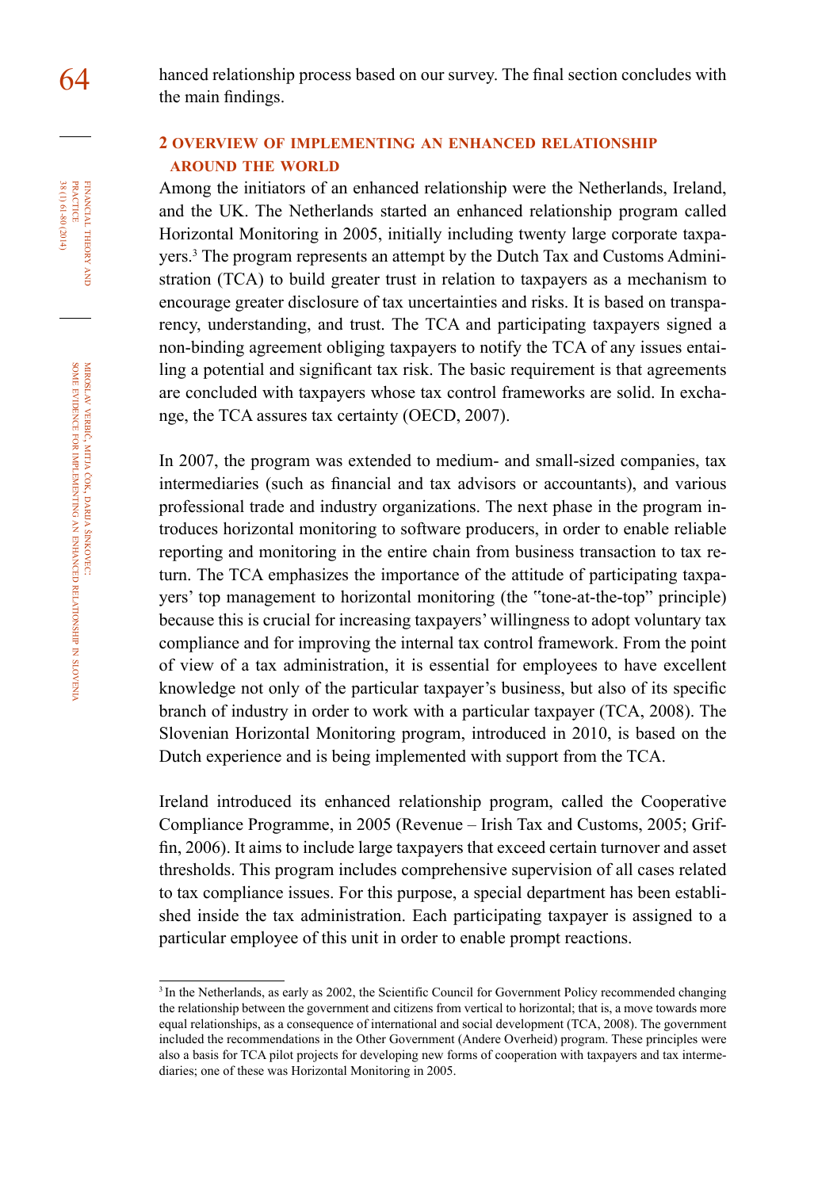hanced relationship process based on our survey. The final section concludes with the main findings.

## 2 OVERVIEW OF IMPLEMENTING AN ENHANCED RELATIONSHIP AROUND THE WORLD

Among the initiators of an enhanced relationship were the Netherlands, Ireland, and the UK. The Netherlands started an enhanced relationship program called Horizontal Monitoring in 2005, initially including twenty large corporate taxpayers.[3] The program represents an attempt by the Dutch Tax and Customs Administration (TCA) to build greater trust in relation to taxpayers as a mechanism to encourage greater disclosure of tax uncertainties and risks. It is based on transparency, understanding, and trust. The TCA and participating taxpayers signed a non-binding agreement obliging taxpayers to notify the TCA of any issues entailing a potential and significant tax risk. The basic requirement is that agreements are concluded with taxpayers whose tax control frameworks are solid. In exchange, the TCA assures tax certainty (OECD, 2007).

In 2007, the program was extended to medium- and small-sized companies, tax intermediaries (such as financial and tax advisors or accountants), and various professional trade and industry organizations. The next phase in the program introduces horizontal monitoring to software producers, in order to enable reliable reporting and monitoring in the entire chain from business transaction to tax return. The TCA emphasizes the importance of the attitude of participating taxpayers' top management to horizontal monitoring (the "tone-at-the-top" principle) because this is crucial for increasing taxpayers' willingness to adopt voluntary tax compliance and for improving the internal tax control framework. From the point of view of a tax administration, it is essential for employees to have excellent knowledge not only of the particular taxpayer's business, but also of its specific branch of industry in order to work with a particular taxpayer (TCA, 2008). The Slovenian Horizontal Monitoring program, introduced in 2010, is based on the Dutch experience and is being implemented with support from the TCA.

Ireland introduced its enhanced relationship program, called the Cooperative Compliance Programme, in 2005 (Revenue – Irish Tax and Customs, 2005; Griffin, 2006). It aims to include large taxpayers that exceed certain turnover and asset thresholds. This program includes comprehensive supervision of all cases related to tax compliance issues. For this purpose, a special department has been established inside the tax administration. Each participating taxpayer is assigned to a particular employee of this unit in order to enable prompt reactions.

[3] In the Netherlands, as early as 2002, the Scientific Council for Government Policy recommended changing the relationship between the government and citizens from vertical to horizontal; that is, a move towards more equal relationships, as a consequence of international and social development (TCA, 2008). The government included the recommendations in the Other Government (Andere Overheid) program. These principles were also a basis for TCA pilot projects for developing new forms of cooperation with taxpayers and tax intermediaries; one of these was Horizontal Monitoring in 2005.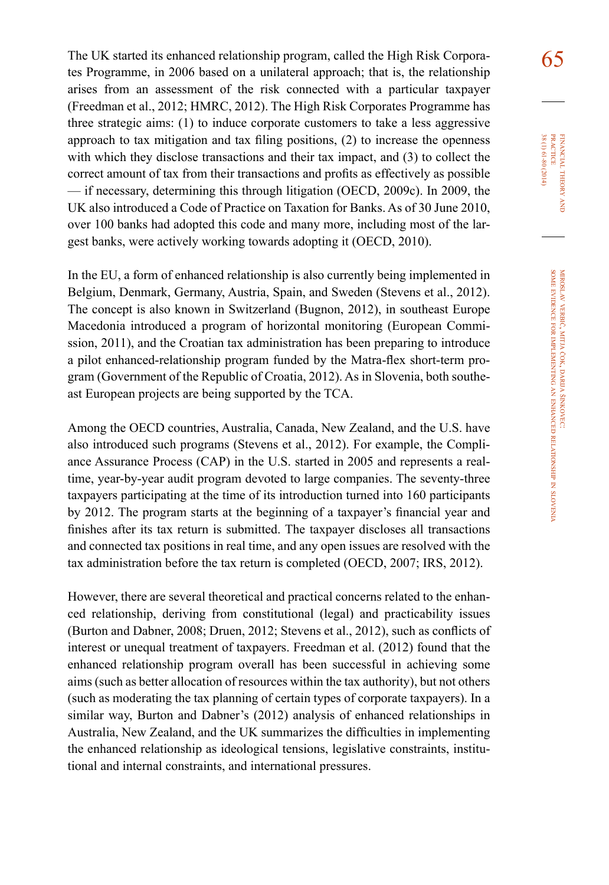The UK started its enhanced relationship program, called the High Risk Corporates Programme, in 2006 based on a unilateral approach; that is, the relationship arises from an assessment of the risk connected with a particular taxpayer (Freedman et al., 2012; HMRC, 2012). The High Risk Corporates Programme has three strategic aims: (1) to induce corporate customers to take a less aggressive approach to tax mitigation and tax filing positions, (2) to increase the openness with which they disclose transactions and their tax impact, and (3) to collect the correct amount of tax from their transactions and profits as effectively as possible — if necessary, determining this through litigation (OECD, 2009c). In 2009, the UK also introduced a Code of Practice on Taxation for Banks. As of 30 June 2010, over 100 banks had adopted this code and many more, including most of the largest banks, were actively working towards adopting it (OECD, 2010).

In the EU, a form of enhanced relationship is also currently being implemented in Belgium, Denmark, Germany, Austria, Spain, and Sweden (Stevens et al., 2012). The concept is also known in Switzerland (Bugnon, 2012), in southeast Europe Macedonia introduced a program of horizontal monitoring (European Commission, 2011), and the Croatian tax administration has been preparing to introduce a pilot enhanced-relationship program funded by the Matra-flex short-term program (Government of the Republic of Croatia, 2012). As in Slovenia, both southeast European projects are being supported by the TCA.

Among the OECD countries, Australia, Canada, New Zealand, and the U.S. have also introduced such programs (Stevens et al., 2012). For example, the Compliance Assurance Process (CAP) in the U.S. started in 2005 and represents a real-time, year-by-year audit program devoted to large companies. The seventy-three taxpayers participating at the time of its introduction turned into 160 participants by 2012. The program starts at the beginning of a taxpayer's financial year and finishes after its tax return is submitted. The taxpayer discloses all transactions and connected tax positions in real time, and any open issues are resolved with the tax administration before the tax return is completed (OECD, 2007; IRS, 2012).

However, there are several theoretical and practical concerns related to the enhanced relationship, deriving from constitutional (legal) and practicability issues (Burton and Dabner, 2008; Druen, 2012; Stevens et al., 2012), such as conflicts of interest or unequal treatment of taxpayers. Freedman et al. (2012) found that the enhanced relationship program overall has been successful in achieving some aims (such as better allocation of resources within the tax authority), but not others (such as moderating the tax planning of certain types of corporate taxpayers). In a similar way, Burton and Dabner's (2012) analysis of enhanced relationships in Australia, New Zealand, and the UK summarizes the difficulties in implementing the enhanced relationship as ideological tensions, legislative constraints, institutional and internal constraints, and international pressures.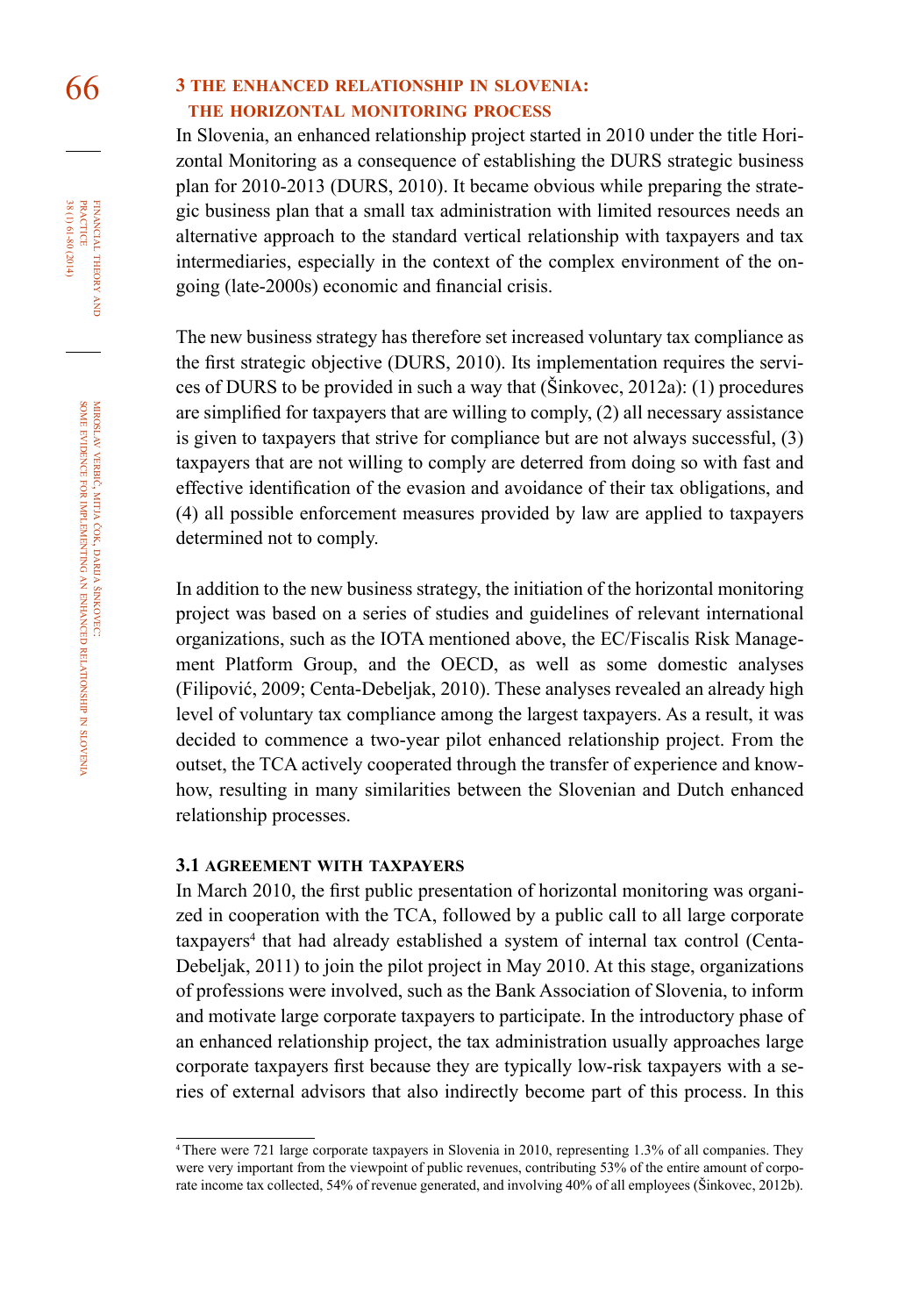## 3 THE ENHANCED RELATIONSHIP IN SLOVENIA: THE HORIZONTAL MONITORING PROCESS

In Slovenia, an enhanced relationship project started in 2010 under the title Horizontal Monitoring as a consequence of establishing the DURS strategic business plan for 2010-2013 (DURS, 2010). It became obvious while preparing the strategic business plan that a small tax administration with limited resources needs an alternative approach to the standard vertical relationship with taxpayers and tax intermediaries, especially in the context of the complex environment of the ongoing (late-2000s) economic and financial crisis.

The new business strategy has therefore set increased voluntary tax compliance as the first strategic objective (DURS, 2010). Its implementation requires the services of DURS to be provided in such a way that (Šinkovec, 2012a): (1) procedures are simplified for taxpayers that are willing to comply, (2) all necessary assistance is given to taxpayers that strive for compliance but are not always successful, (3) taxpayers that are not willing to comply are deterred from doing so with fast and effective identification of the evasion and avoidance of their tax obligations, and (4) all possible enforcement measures provided by law are applied to taxpayers determined not to comply.

In addition to the new business strategy, the initiation of the horizontal monitoring project was based on a series of studies and guidelines of relevant international organizations, such as the IOTA mentioned above, the EC/Fiscalis Risk Management Platform Group, and the OECD, as well as some domestic analyses (Filipović, 2009; Centa-Debeljak, 2010). These analyses revealed an already high level of voluntary tax compliance among the largest taxpayers. As a result, it was decided to commence a two-year pilot enhanced relationship project. From the outset, the TCA actively cooperated through the transfer of experience and know-how, resulting in many similarities between the Slovenian and Dutch enhanced relationship processes.

### 3.1 AGREEMENT WITH TAXPAYERS

In March 2010, the first public presentation of horizontal monitoring was organized in cooperation with the TCA, followed by a public call to all large corporate taxpayers[4] that had already established a system of internal tax control (Centa-Debeljak, 2011) to join the pilot project in May 2010. At this stage, organizations of professions were involved, such as the Bank Association of Slovenia, to inform and motivate large corporate taxpayers to participate. In the introductory phase of an enhanced relationship project, the tax administration usually approaches large corporate taxpayers first because they are typically low-risk taxpayers with a series of external advisors that also indirectly become part of this process. In this

[4] There were 721 large corporate taxpayers in Slovenia in 2010, representing 1.3% of all companies. They were very important from the viewpoint of public revenues, contributing 53% of the entire amount of corporate income tax collected, 54% of revenue generated, and involving 40% of all employees (Šinkovec, 2012b).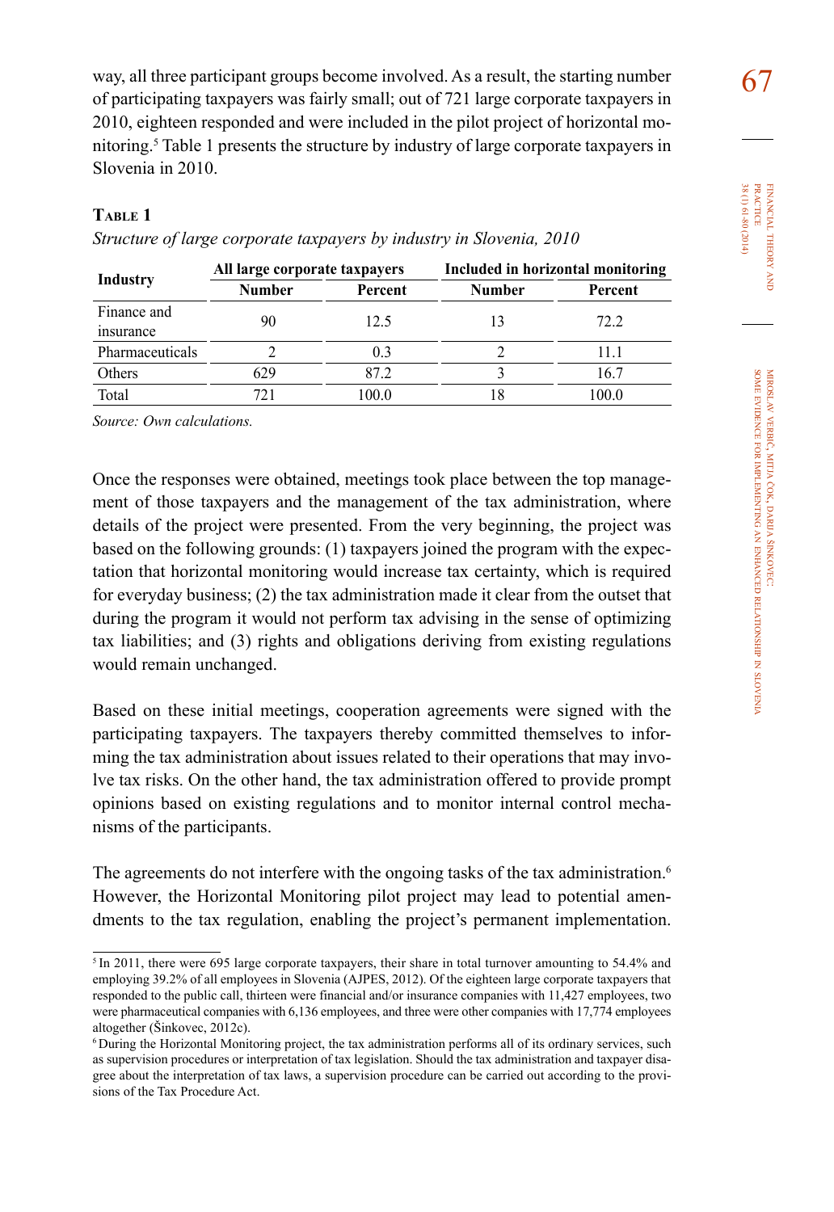way, all three participant groups become involved. As a result, the starting number of participating taxpayers was fairly small; out of 721 large corporate taxpayers in 2010, eighteen responded and were included in the pilot project of horizontal monitoring.[5] Table 1 presents the structure by industry of large corporate taxpayers in Slovenia in 2010.

**Table 1**

*Structure of large corporate taxpayers by industry in Slovenia, 2010*

| Industry | All large corporate taxpayers | | Included in horizontal monitoring | |
|---|---|---|---|---|
| | Number | Percent | Number | Percent |
| Finance and insurance | 90 | 12.5 | 13 | 72.2 |
| Pharmaceuticals | 2 | 0.3 | 2 | 11.1 |
| Others | 629 | 87.2 | 3 | 16.7 |
| Total | 721 | 100.0 | 18 | 100.0 |

*Source: Own calculations.*

Once the responses were obtained, meetings took place between the top management of those taxpayers and the management of the tax administration, where details of the project were presented. From the very beginning, the project was based on the following grounds: (1) taxpayers joined the program with the expectation that horizontal monitoring would increase tax certainty, which is required for everyday business; (2) the tax administration made it clear from the outset that during the program it would not perform tax advising in the sense of optimizing tax liabilities; and (3) rights and obligations deriving from existing regulations would remain unchanged.

Based on these initial meetings, cooperation agreements were signed with the participating taxpayers. The taxpayers thereby committed themselves to informing the tax administration about issues related to their operations that may involve tax risks. On the other hand, the tax administration offered to provide prompt opinions based on existing regulations and to monitor internal control mechanisms of the participants.

The agreements do not interfere with the ongoing tasks of the tax administration.[6] However, the Horizontal Monitoring pilot project may lead to potential amendments to the tax regulation, enabling the project's permanent implementation.

---

[5] In 2011, there were 695 large corporate taxpayers, their share in total turnover amounting to 54.4% and employing 39.2% of all employees in Slovenia (AJPES, 2012). Of the eighteen large corporate taxpayers that responded to the public call, thirteen were financial and/or insurance companies with 11,427 employees, two were pharmaceutical companies with 6,136 employees, and three were other companies with 17,774 employees altogether (Šinkovec, 2012c).

[6] During the Horizontal Monitoring project, the tax administration performs all of its ordinary services, such as supervision procedures or interpretation of tax legislation. Should the tax administration and taxpayer disagree about the interpretation of tax laws, a supervision procedure can be carried out according to the provisions of the Tax Procedure Act.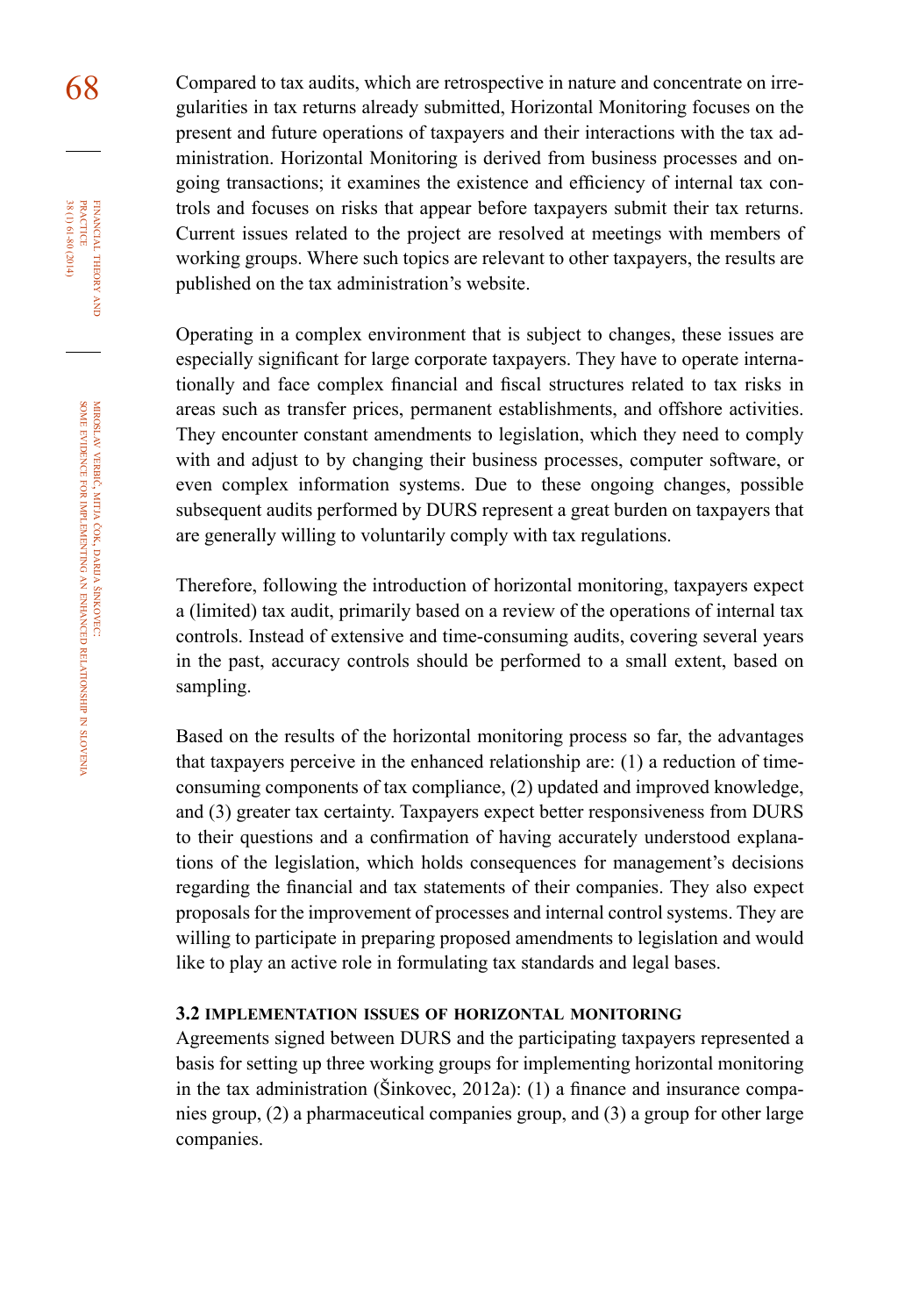Compared to tax audits, which are retrospective in nature and concentrate on irregularities in tax returns already submitted, Horizontal Monitoring focuses on the present and future operations of taxpayers and their interactions with the tax administration. Horizontal Monitoring is derived from business processes and ongoing transactions; it examines the existence and efficiency of internal tax controls and focuses on risks that appear before taxpayers submit their tax returns. Current issues related to the project are resolved at meetings with members of working groups. Where such topics are relevant to other taxpayers, the results are published on the tax administration's website.

Operating in a complex environment that is subject to changes, these issues are especially significant for large corporate taxpayers. They have to operate internationally and face complex financial and fiscal structures related to tax risks in areas such as transfer prices, permanent establishments, and offshore activities. They encounter constant amendments to legislation, which they need to comply with and adjust to by changing their business processes, computer software, or even complex information systems. Due to these ongoing changes, possible subsequent audits performed by DURS represent a great burden on taxpayers that are generally willing to voluntarily comply with tax regulations.

Therefore, following the introduction of horizontal monitoring, taxpayers expect a (limited) tax audit, primarily based on a review of the operations of internal tax controls. Instead of extensive and time-consuming audits, covering several years in the past, accuracy controls should be performed to a small extent, based on sampling.

Based on the results of the horizontal monitoring process so far, the advantages that taxpayers perceive in the enhanced relationship are: (1) a reduction of time-consuming components of tax compliance, (2) updated and improved knowledge, and (3) greater tax certainty. Taxpayers expect better responsiveness from DURS to their questions and a confirmation of having accurately understood explanations of the legislation, which holds consequences for management's decisions regarding the financial and tax statements of their companies. They also expect proposals for the improvement of processes and internal control systems. They are willing to participate in preparing proposed amendments to legislation and would like to play an active role in formulating tax standards and legal bases.

### 3.2 IMPLEMENTATION ISSUES OF HORIZONTAL MONITORING

Agreements signed between DURS and the participating taxpayers represented a basis for setting up three working groups for implementing horizontal monitoring in the tax administration (Šinkovec, 2012a): (1) a finance and insurance companies group, (2) a pharmaceutical companies group, and (3) a group for other large companies.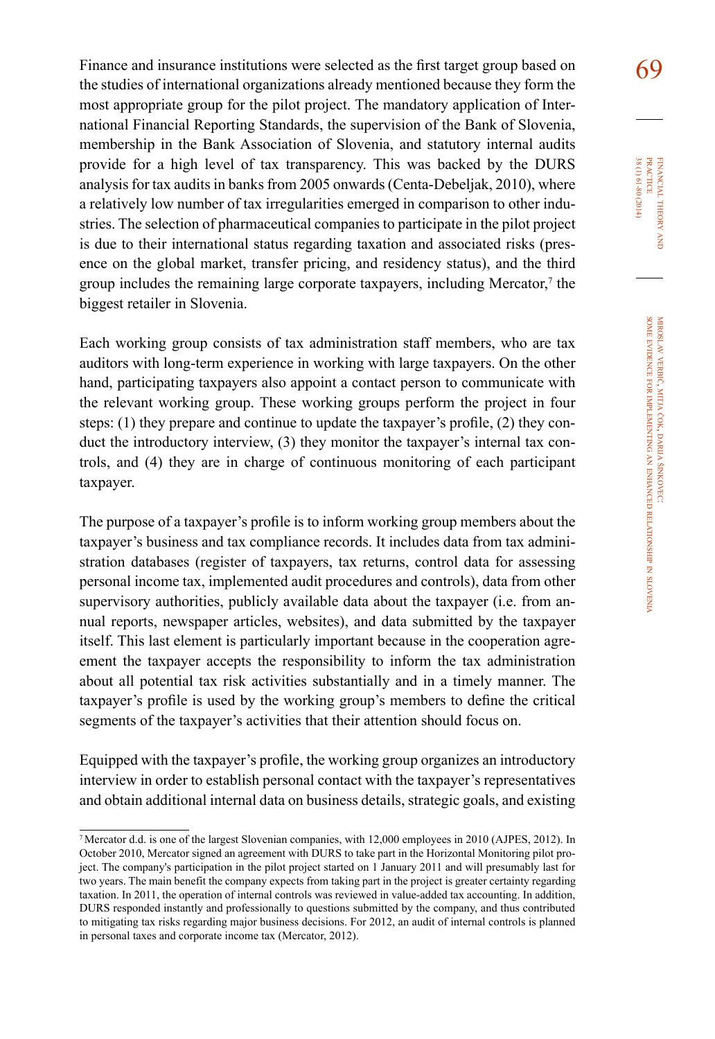Finance and insurance institutions were selected as the first target group based on the studies of international organizations already mentioned because they form the most appropriate group for the pilot project. The mandatory application of International Financial Reporting Standards, the supervision of the Bank of Slovenia, membership in the Bank Association of Slovenia, and statutory internal audits provide for a high level of tax transparency. This was backed by the DURS analysis for tax audits in banks from 2005 onwards (Centa-Debeljak, 2010), where a relatively low number of tax irregularities emerged in comparison to other industries. The selection of pharmaceutical companies to participate in the pilot project is due to their international status regarding taxation and associated risks (presence on the global market, transfer pricing, and residency status), and the third group includes the remaining large corporate taxpayers, including Mercator,[7] the biggest retailer in Slovenia.

Each working group consists of tax administration staff members, who are tax auditors with long-term experience in working with large taxpayers. On the other hand, participating taxpayers also appoint a contact person to communicate with the relevant working group. These working groups perform the project in four steps: (1) they prepare and continue to update the taxpayer's profile, (2) they conduct the introductory interview, (3) they monitor the taxpayer's internal tax controls, and (4) they are in charge of continuous monitoring of each participant taxpayer.

The purpose of a taxpayer's profile is to inform working group members about the taxpayer's business and tax compliance records. It includes data from tax administration databases (register of taxpayers, tax returns, control data for assessing personal income tax, implemented audit procedures and controls), data from other supervisory authorities, publicly available data about the taxpayer (i.e. from annual reports, newspaper articles, websites), and data submitted by the taxpayer itself. This last element is particularly important because in the cooperation agreement the taxpayer accepts the responsibility to inform the tax administration about all potential tax risk activities substantially and in a timely manner. The taxpayer's profile is used by the working group's members to define the critical segments of the taxpayer's activities that their attention should focus on.

Equipped with the taxpayer's profile, the working group organizes an introductory interview in order to establish personal contact with the taxpayer's representatives and obtain additional internal data on business details, strategic goals, and existing

---

[7] Mercator d.d. is one of the largest Slovenian companies, with 12,000 employees in 2010 (AJPES, 2012). In October 2010, Mercator signed an agreement with DURS to take part in the Horizontal Monitoring pilot project. The company's participation in the pilot project started on 1 January 2011 and will presumably last for two years. The main benefit the company expects from taking part in the project is greater certainty regarding taxation. In 2011, the operation of internal controls was reviewed in value-added tax accounting. In addition, DURS responded instantly and professionally to questions submitted by the company, and thus contributed to mitigating tax risks regarding major business decisions. For 2012, an audit of internal controls is planned in personal taxes and corporate income tax (Mercator, 2012).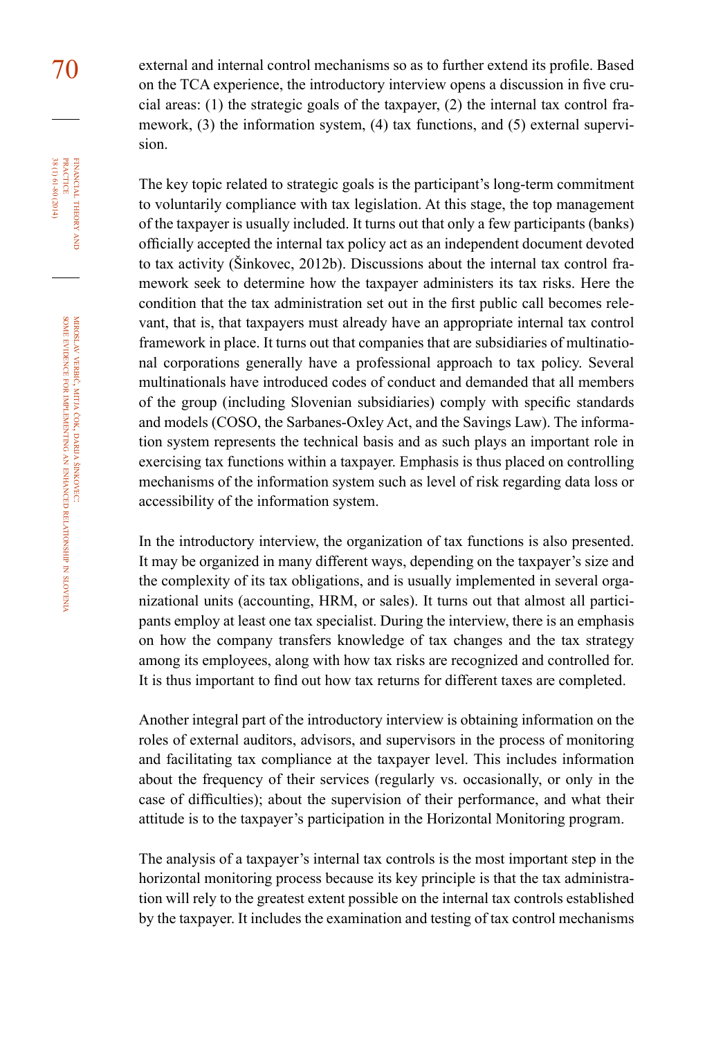external and internal control mechanisms so as to further extend its profile. Based on the TCA experience, the introductory interview opens a discussion in five crucial areas: (1) the strategic goals of the taxpayer, (2) the internal tax control framework, (3) the information system, (4) tax functions, and (5) external supervision.

The key topic related to strategic goals is the participant's long-term commitment to voluntarily compliance with tax legislation. At this stage, the top management of the taxpayer is usually included. It turns out that only a few participants (banks) officially accepted the internal tax policy act as an independent document devoted to tax activity (Šinkovec, 2012b). Discussions about the internal tax control framework seek to determine how the taxpayer administers its tax risks. Here the condition that the tax administration set out in the first public call becomes relevant, that is, that taxpayers must already have an appropriate internal tax control framework in place. It turns out that companies that are subsidiaries of multinational corporations generally have a professional approach to tax policy. Several multinationals have introduced codes of conduct and demanded that all members of the group (including Slovenian subsidiaries) comply with specific standards and models (COSO, the Sarbanes-Oxley Act, and the Savings Law). The information system represents the technical basis and as such plays an important role in exercising tax functions within a taxpayer. Emphasis is thus placed on controlling mechanisms of the information system such as level of risk regarding data loss or accessibility of the information system.

In the introductory interview, the organization of tax functions is also presented. It may be organized in many different ways, depending on the taxpayer's size and the complexity of its tax obligations, and is usually implemented in several organizational units (accounting, HRM, or sales). It turns out that almost all participants employ at least one tax specialist. During the interview, there is an emphasis on how the company transfers knowledge of tax changes and the tax strategy among its employees, along with how tax risks are recognized and controlled for. It is thus important to find out how tax returns for different taxes are completed.

Another integral part of the introductory interview is obtaining information on the roles of external auditors, advisors, and supervisors in the process of monitoring and facilitating tax compliance at the taxpayer level. This includes information about the frequency of their services (regularly vs. occasionally, or only in the case of difficulties); about the supervision of their performance, and what their attitude is to the taxpayer's participation in the Horizontal Monitoring program.

The analysis of a taxpayer's internal tax controls is the most important step in the horizontal monitoring process because its key principle is that the tax administration will rely to the greatest extent possible on the internal tax controls established by the taxpayer. It includes the examination and testing of tax control mechanisms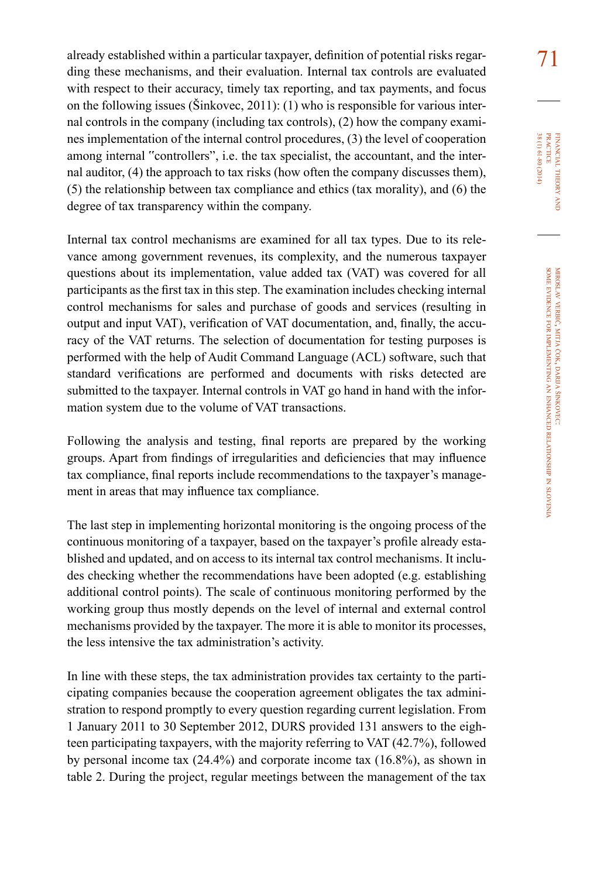already established within a particular taxpayer, definition of potential risks regarding these mechanisms, and their evaluation. Internal tax controls are evaluated with respect to their accuracy, timely tax reporting, and tax payments, and focus on the following issues (Šinkovec, 2011): (1) who is responsible for various internal controls in the company (including tax controls), (2) how the company examines implementation of the internal control procedures, (3) the level of cooperation among internal "controllers", i.e. the tax specialist, the accountant, and the internal auditor, (4) the approach to tax risks (how often the company discusses them), (5) the relationship between tax compliance and ethics (tax morality), and (6) the degree of tax transparency within the company.

Internal tax control mechanisms are examined for all tax types. Due to its relevance among government revenues, its complexity, and the numerous taxpayer questions about its implementation, value added tax (VAT) was covered for all participants as the first tax in this step. The examination includes checking internal control mechanisms for sales and purchase of goods and services (resulting in output and input VAT), verification of VAT documentation, and, finally, the accuracy of the VAT returns. The selection of documentation for testing purposes is performed with the help of Audit Command Language (ACL) software, such that standard verifications are performed and documents with risks detected are submitted to the taxpayer. Internal controls in VAT go hand in hand with the information system due to the volume of VAT transactions.

Following the analysis and testing, final reports are prepared by the working groups. Apart from findings of irregularities and deficiencies that may influence tax compliance, final reports include recommendations to the taxpayer's management in areas that may influence tax compliance.

The last step in implementing horizontal monitoring is the ongoing process of the continuous monitoring of a taxpayer, based on the taxpayer's profile already established and updated, and on access to its internal tax control mechanisms. It includes checking whether the recommendations have been adopted (e.g. establishing additional control points). The scale of continuous monitoring performed by the working group thus mostly depends on the level of internal and external control mechanisms provided by the taxpayer. The more it is able to monitor its processes, the less intensive the tax administration's activity.

In line with these steps, the tax administration provides tax certainty to the participating companies because the cooperation agreement obligates the tax administration to respond promptly to every question regarding current legislation. From 1 January 2011 to 30 September 2012, DURS provided 131 answers to the eighteen participating taxpayers, with the majority referring to VAT (42.7%), followed by personal income tax (24.4%) and corporate income tax (16.8%), as shown in table 2. During the project, regular meetings between the management of the tax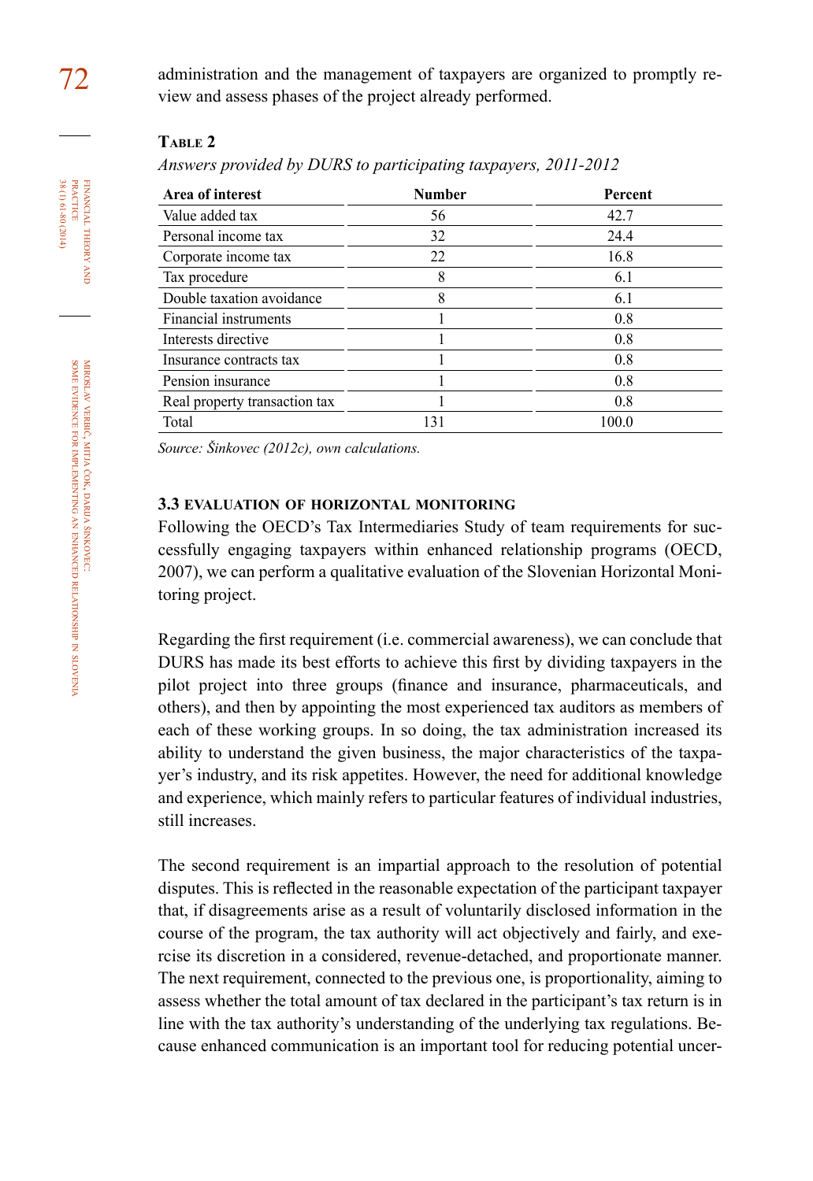administration and the management of taxpayers are organized to promptly review and assess phases of the project already performed.

**Table 2**

*Answers provided by DURS to participating taxpayers, 2011-2012*

| Area of interest | Number | Percent |
|---|---|---|
| Value added tax | 56 | 42.7 |
| Personal income tax | 32 | 24.4 |
| Corporate income tax | 22 | 16.8 |
| Tax procedure | 8 | 6.1 |
| Double taxation avoidance | 8 | 6.1 |
| Financial instruments | 1 | 0.8 |
| Interests directive | 1 | 0.8 |
| Insurance contracts tax | 1 | 0.8 |
| Pension insurance | 1 | 0.8 |
| Real property transaction tax | 1 | 0.8 |
| Total | 131 | 100.0 |

*Source: Šinkovec (2012c), own calculations.*

### 3.3 Evaluation of horizontal monitoring

Following the OECD's Tax Intermediaries Study of team requirements for successfully engaging taxpayers within enhanced relationship programs (OECD, 2007), we can perform a qualitative evaluation of the Slovenian Horizontal Monitoring project.

Regarding the first requirement (i.e. commercial awareness), we can conclude that DURS has made its best efforts to achieve this first by dividing taxpayers in the pilot project into three groups (finance and insurance, pharmaceuticals, and others), and then by appointing the most experienced tax auditors as members of each of these working groups. In so doing, the tax administration increased its ability to understand the given business, the major characteristics of the taxpayer's industry, and its risk appetites. However, the need for additional knowledge and experience, which mainly refers to particular features of individual industries, still increases.

The second requirement is an impartial approach to the resolution of potential disputes. This is reflected in the reasonable expectation of the participant taxpayer that, if disagreements arise as a result of voluntarily disclosed information in the course of the program, the tax authority will act objectively and fairly, and exercise its discretion in a considered, revenue-detached, and proportionate manner. The next requirement, connected to the previous one, is proportionality, aiming to assess whether the total amount of tax declared in the participant's tax return is in line with the tax authority's understanding of the underlying tax regulations. Because enhanced communication is an important tool for reducing potential uncer-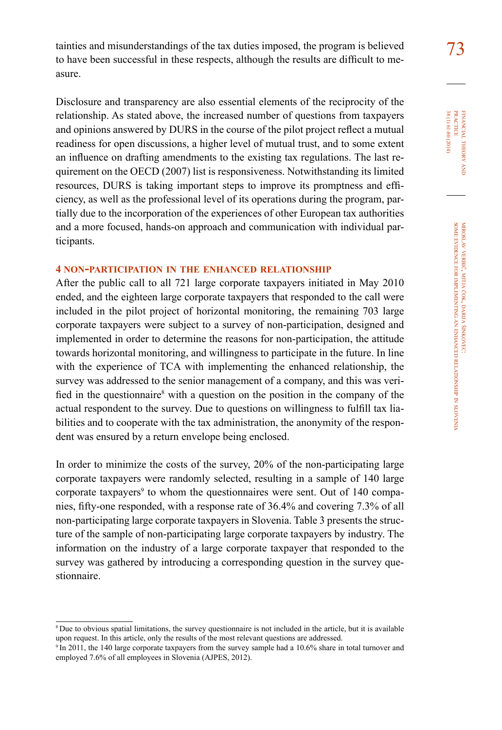tainties and misunderstandings of the tax duties imposed, the program is believed to have been successful in these respects, although the results are difficult to measure.

Disclosure and transparency are also essential elements of the reciprocity of the relationship. As stated above, the increased number of questions from taxpayers and opinions answered by DURS in the course of the pilot project reflect a mutual readiness for open discussions, a higher level of mutual trust, and to some extent an influence on drafting amendments to the existing tax regulations. The last requirement on the OECD (2007) list is responsiveness. Notwithstanding its limited resources, DURS is taking important steps to improve its promptness and efficiency, as well as the professional level of its operations during the program, partially due to the incorporation of the experiences of other European tax authorities and a more focused, hands-on approach and communication with individual participants.

## 4 NON-PARTICIPATION IN THE ENHANCED RELATIONSHIP

After the public call to all 721 large corporate taxpayers initiated in May 2010 ended, and the eighteen large corporate taxpayers that responded to the call were included in the pilot project of horizontal monitoring, the remaining 703 large corporate taxpayers were subject to a survey of non-participation, designed and implemented in order to determine the reasons for non-participation, the attitude towards horizontal monitoring, and willingness to participate in the future. In line with the experience of TCA with implementing the enhanced relationship, the survey was addressed to the senior management of a company, and this was verified in the questionnaire[8] with a question on the position in the company of the actual respondent to the survey. Due to questions on willingness to fulfill tax liabilities and to cooperate with the tax administration, the anonymity of the respondent was ensured by a return envelope being enclosed.

In order to minimize the costs of the survey, 20% of the non-participating large corporate taxpayers were randomly selected, resulting in a sample of 140 large corporate taxpayers[9] to whom the questionnaires were sent. Out of 140 companies, fifty-one responded, with a response rate of 36.4% and covering 7.3% of all non-participating large corporate taxpayers in Slovenia. Table 3 presents the structure of the sample of non-participating large corporate taxpayers by industry. The information on the industry of a large corporate taxpayer that responded to the survey was gathered by introducing a corresponding question in the survey questionnaire.

---

[8] Due to obvious spatial limitations, the survey questionnaire is not included in the article, but it is available upon request. In this article, only the results of the most relevant questions are addressed.

[9] In 2011, the 140 large corporate taxpayers from the survey sample had a 10.6% share in total turnover and employed 7.6% of all employees in Slovenia (AJPES, 2012).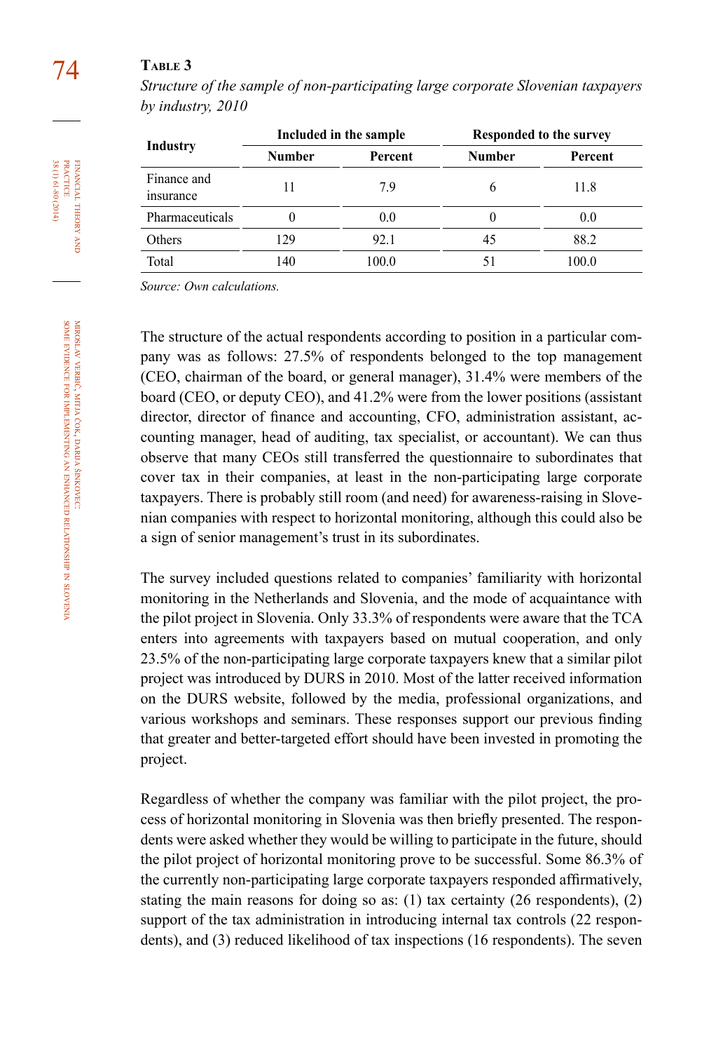**Table 3**

*Structure of the sample of non-participating large corporate Slovenian taxpayers by industry, 2010*

| Industry | Included in the sample | | Responded to the survey | |
|---|---|---|---|---|
| | Number | Percent | Number | Percent |
| Finance and insurance | 11 | 7.9 | 6 | 11.8 |
| Pharmaceuticals | 0 | 0.0 | 0 | 0.0 |
| Others | 129 | 92.1 | 45 | 88.2 |
| Total | 140 | 100.0 | 51 | 100.0 |

*Source: Own calculations.*

The structure of the actual respondents according to position in a particular company was as follows: 27.5% of respondents belonged to the top management (CEO, chairman of the board, or general manager), 31.4% were members of the board (CEO, or deputy CEO), and 41.2% were from the lower positions (assistant director, director of finance and accounting, CFO, administration assistant, accounting manager, head of auditing, tax specialist, or accountant). We can thus observe that many CEOs still transferred the questionnaire to subordinates that cover tax in their companies, at least in the non-participating large corporate taxpayers. There is probably still room (and need) for awareness-raising in Slovenian companies with respect to horizontal monitoring, although this could also be a sign of senior management's trust in its subordinates.

The survey included questions related to companies' familiarity with horizontal monitoring in the Netherlands and Slovenia, and the mode of acquaintance with the pilot project in Slovenia. Only 33.3% of respondents were aware that the TCA enters into agreements with taxpayers based on mutual cooperation, and only 23.5% of the non-participating large corporate taxpayers knew that a similar pilot project was introduced by DURS in 2010. Most of the latter received information on the DURS website, followed by the media, professional organizations, and various workshops and seminars. These responses support our previous finding that greater and better-targeted effort should have been invested in promoting the project.

Regardless of whether the company was familiar with the pilot project, the process of horizontal monitoring in Slovenia was then briefly presented. The respondents were asked whether they would be willing to participate in the future, should the pilot project of horizontal monitoring prove to be successful. Some 86.3% of the currently non-participating large corporate taxpayers responded affirmatively, stating the main reasons for doing so as: (1) tax certainty (26 respondents), (2) support of the tax administration in introducing internal tax controls (22 respondents), and (3) reduced likelihood of tax inspections (16 respondents). The seven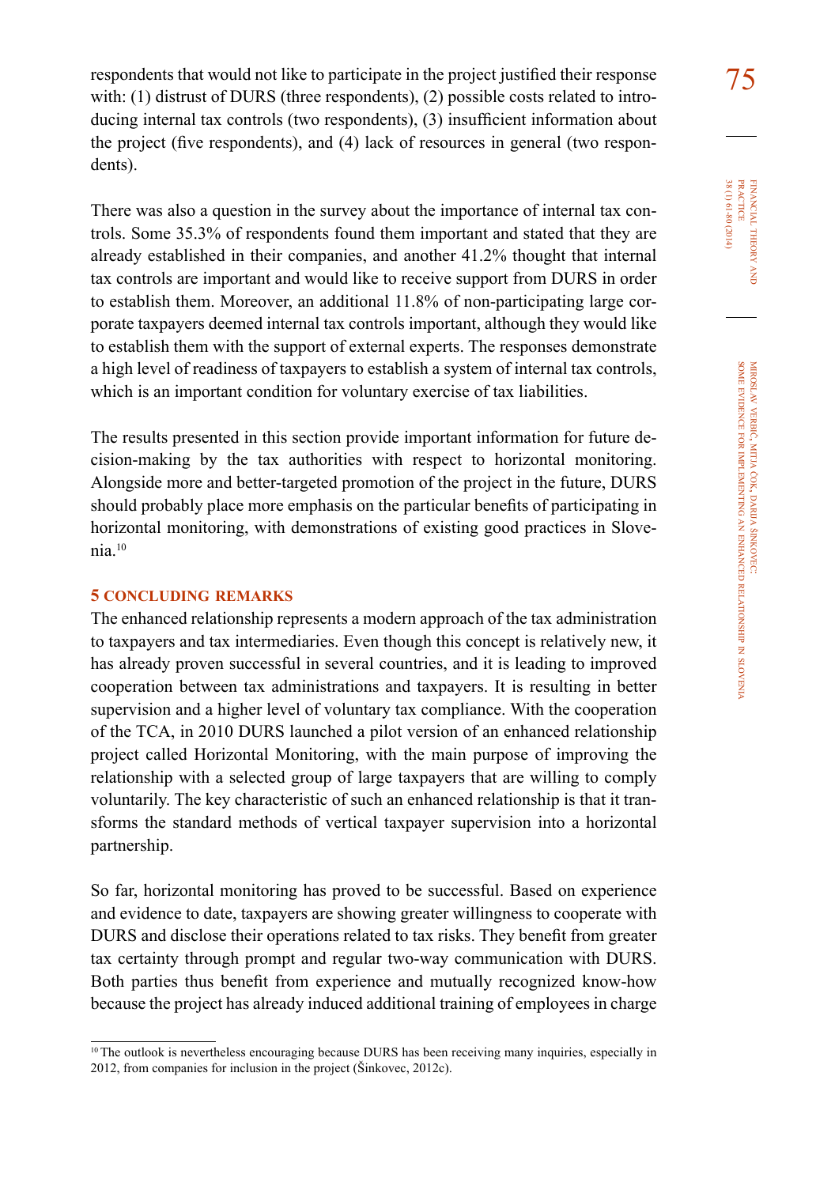respondents that would not like to participate in the project justified their response with: (1) distrust of DURS (three respondents), (2) possible costs related to introducing internal tax controls (two respondents), (3) insufficient information about the project (five respondents), and (4) lack of resources in general (two respondents).

There was also a question in the survey about the importance of internal tax controls. Some 35.3% of respondents found them important and stated that they are already established in their companies, and another 41.2% thought that internal tax controls are important and would like to receive support from DURS in order to establish them. Moreover, an additional 11.8% of non-participating large corporate taxpayers deemed internal tax controls important, although they would like to establish them with the support of external experts. The responses demonstrate a high level of readiness of taxpayers to establish a system of internal tax controls, which is an important condition for voluntary exercise of tax liabilities.

The results presented in this section provide important information for future decision-making by the tax authorities with respect to horizontal monitoring. Alongside more and better-targeted promotion of the project in the future, DURS should probably place more emphasis on the particular benefits of participating in horizontal monitoring, with demonstrations of existing good practices in Slovenia.[10]

## 5 CONCLUDING REMARKS

The enhanced relationship represents a modern approach of the tax administration to taxpayers and tax intermediaries. Even though this concept is relatively new, it has already proven successful in several countries, and it is leading to improved cooperation between tax administrations and taxpayers. It is resulting in better supervision and a higher level of voluntary tax compliance. With the cooperation of the TCA, in 2010 DURS launched a pilot version of an enhanced relationship project called Horizontal Monitoring, with the main purpose of improving the relationship with a selected group of large taxpayers that are willing to comply voluntarily. The key characteristic of such an enhanced relationship is that it transforms the standard methods of vertical taxpayer supervision into a horizontal partnership.

So far, horizontal monitoring has proved to be successful. Based on experience and evidence to date, taxpayers are showing greater willingness to cooperate with DURS and disclose their operations related to tax risks. They benefit from greater tax certainty through prompt and regular two-way communication with DURS. Both parties thus benefit from experience and mutually recognized know-how because the project has already induced additional training of employees in charge

---

[10] The outlook is nevertheless encouraging because DURS has been receiving many inquiries, especially in 2012, from companies for inclusion in the project (Šinkovec, 2012c).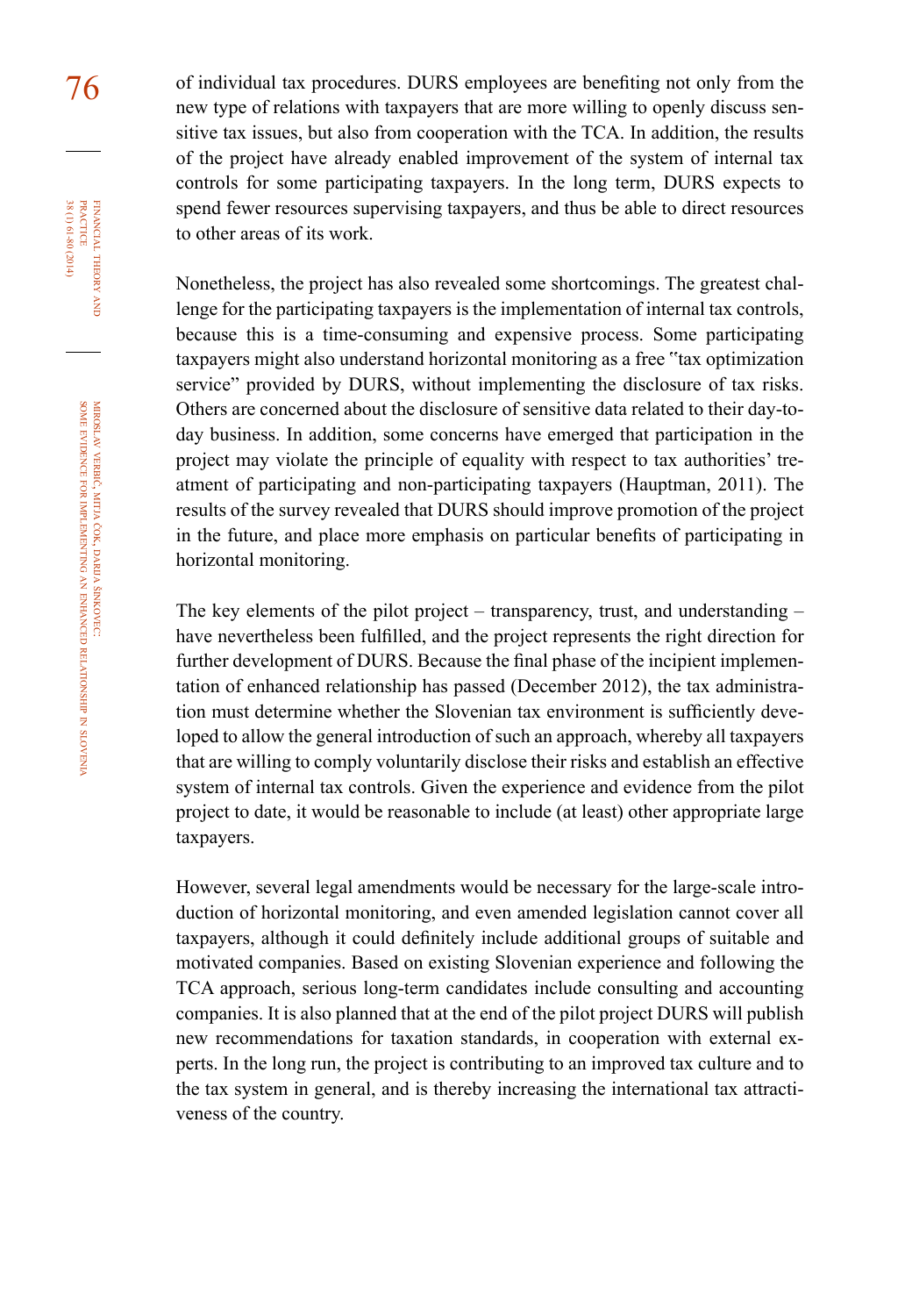of individual tax procedures. DURS employees are benefiting not only from the new type of relations with taxpayers that are more willing to openly discuss sensitive tax issues, but also from cooperation with the TCA. In addition, the results of the project have already enabled improvement of the system of internal tax controls for some participating taxpayers. In the long term, DURS expects to spend fewer resources supervising taxpayers, and thus be able to direct resources to other areas of its work.

Nonetheless, the project has also revealed some shortcomings. The greatest challenge for the participating taxpayers is the implementation of internal tax controls, because this is a time-consuming and expensive process. Some participating taxpayers might also understand horizontal monitoring as a free "tax optimization service" provided by DURS, without implementing the disclosure of tax risks. Others are concerned about the disclosure of sensitive data related to their day-to-day business. In addition, some concerns have emerged that participation in the project may violate the principle of equality with respect to tax authorities' treatment of participating and non-participating taxpayers (Hauptman, 2011). The results of the survey revealed that DURS should improve promotion of the project in the future, and place more emphasis on particular benefits of participating in horizontal monitoring.

The key elements of the pilot project – transparency, trust, and understanding – have nevertheless been fulfilled, and the project represents the right direction for further development of DURS. Because the final phase of the incipient implementation of enhanced relationship has passed (December 2012), the tax administration must determine whether the Slovenian tax environment is sufficiently developed to allow the general introduction of such an approach, whereby all taxpayers that are willing to comply voluntarily disclose their risks and establish an effective system of internal tax controls. Given the experience and evidence from the pilot project to date, it would be reasonable to include (at least) other appropriate large taxpayers.

However, several legal amendments would be necessary for the large-scale introduction of horizontal monitoring, and even amended legislation cannot cover all taxpayers, although it could definitely include additional groups of suitable and motivated companies. Based on existing Slovenian experience and following the TCA approach, serious long-term candidates include consulting and accounting companies. It is also planned that at the end of the pilot project DURS will publish new recommendations for taxation standards, in cooperation with external experts. In the long run, the project is contributing to an improved tax culture and to the tax system in general, and is thereby increasing the international tax attractiveness of the country.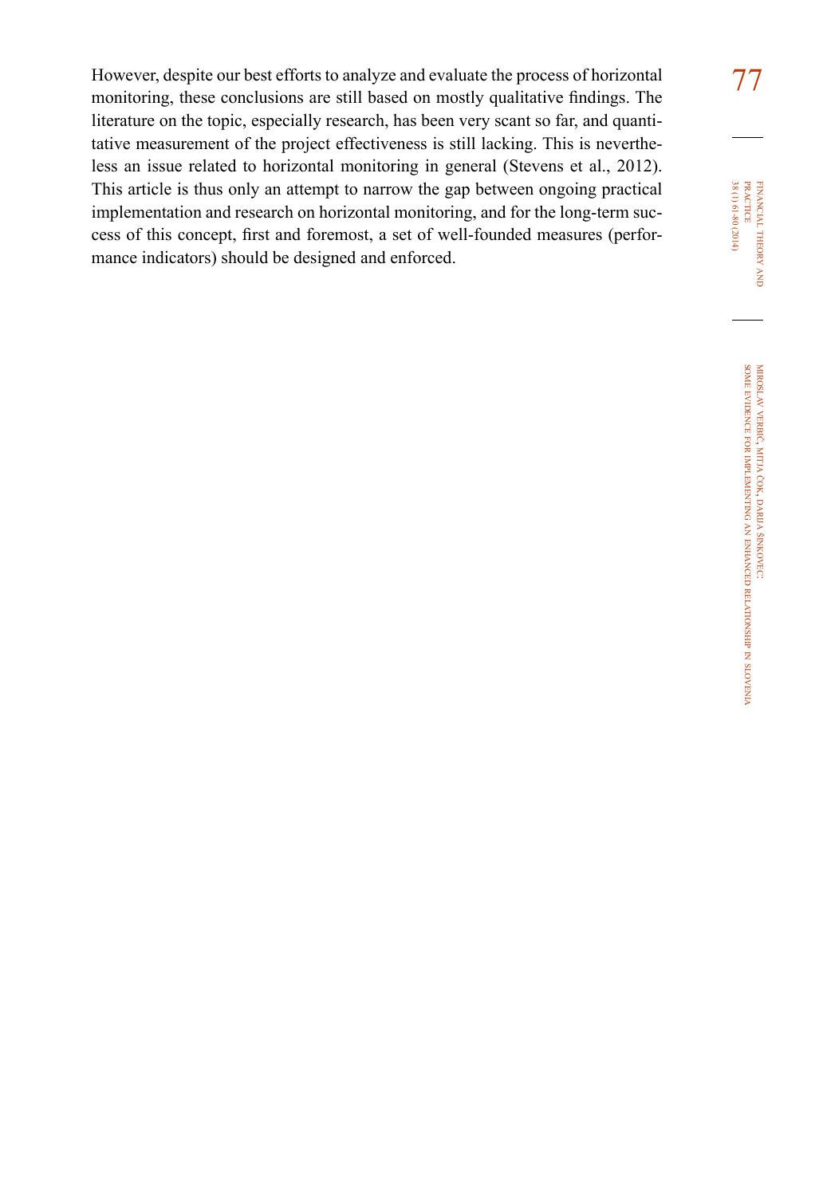However, despite our best efforts to analyze and evaluate the process of horizontal monitoring, these conclusions are still based on mostly qualitative findings. The literature on the topic, especially research, has been very scant so far, and quantitative measurement of the project effectiveness is still lacking. This is nevertheless an issue related to horizontal monitoring in general (Stevens et al., 2012). This article is thus only an attempt to narrow the gap between ongoing practical implementation and research on horizontal monitoring, and for the long-term success of this concept, first and foremost, a set of well-founded measures (performance indicators) should be designed and enforced.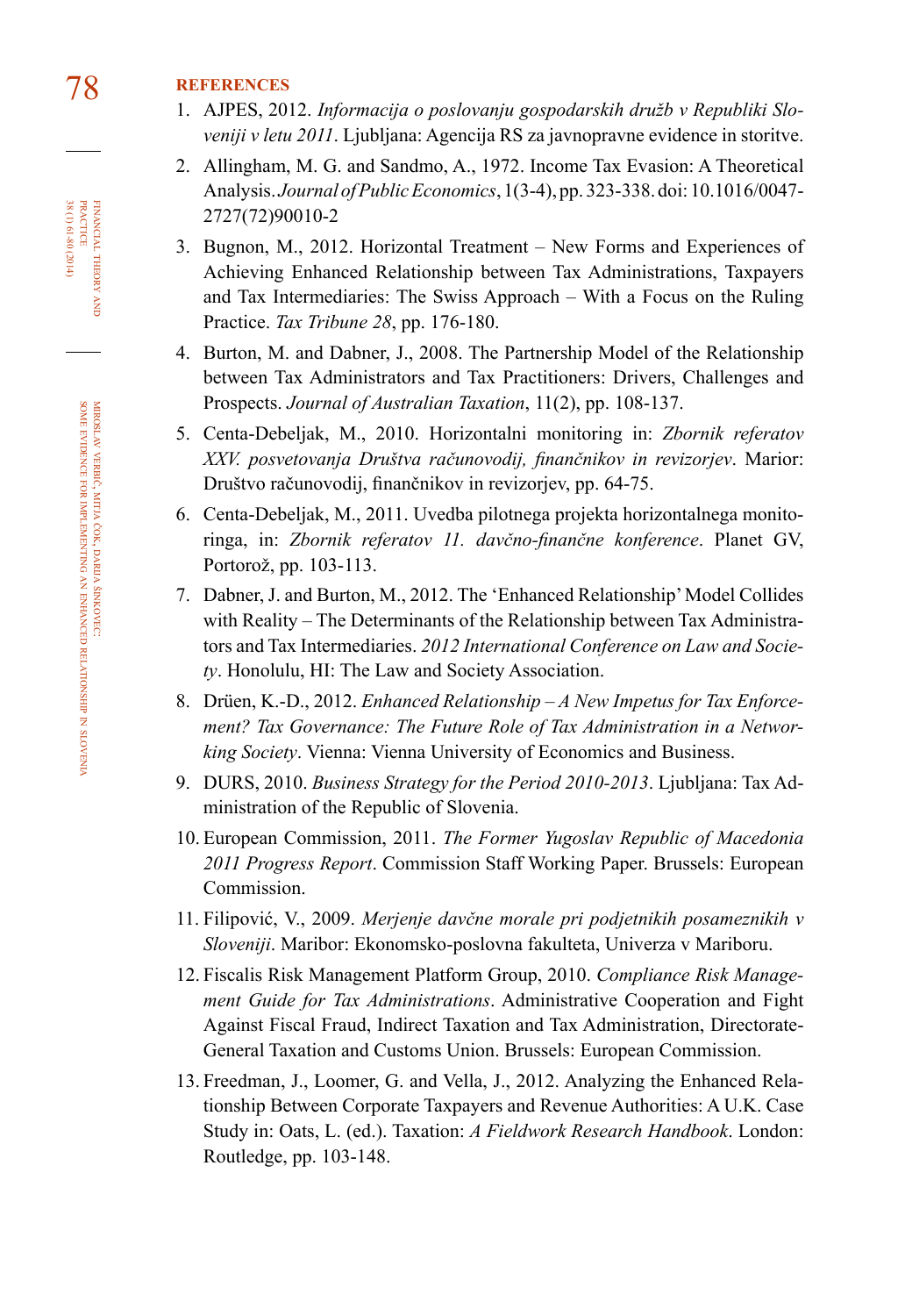## REFERENCES

1. AJPES, 2012. *Informacija o poslovanju gospodarskih družb v Republiki Sloveniji v letu 2011*. Ljubljana: Agencija RS za javnopravne evidence in storitve.
2. Allingham, M. G. and Sandmo, A., 1972. Income Tax Evasion: A Theoretical Analysis. *Journal of Public Economics*, 1(3-4), pp. 323-338. doi: 10.1016/0047-2727(72)90010-2
3. Bugnon, M., 2012. Horizontal Treatment – New Forms and Experiences of Achieving Enhanced Relationship between Tax Administrations, Taxpayers and Tax Intermediaries: The Swiss Approach – With a Focus on the Ruling Practice. *Tax Tribune 28*, pp. 176-180.
4. Burton, M. and Dabner, J., 2008. The Partnership Model of the Relationship between Tax Administrators and Tax Practitioners: Drivers, Challenges and Prospects. *Journal of Australian Taxation*, 11(2), pp. 108-137.
5. Centa-Debeljak, M., 2010. Horizontalni monitoring in: *Zbornik referatov XXV. posvetovanja Društva računovodij, finančnikov in revizorjev*. Marior: Društvo računovodij, finančnikov in revizorjev, pp. 64-75.
6. Centa-Debeljak, M., 2011. Uvedba pilotnega projekta horizontalnega monitoringa, in: *Zbornik referatov 11. davčno-finančne konference*. Planet GV, Portorož, pp. 103-113.
7. Dabner, J. and Burton, M., 2012. The 'Enhanced Relationship' Model Collides with Reality – The Determinants of the Relationship between Tax Administrators and Tax Intermediaries. *2012 International Conference on Law and Society*. Honolulu, HI: The Law and Society Association.
8. Drüen, K.-D., 2012. *Enhanced Relationship – A New Impetus for Tax Enforcement? Tax Governance: The Future Role of Tax Administration in a Networking Society*. Vienna: Vienna University of Economics and Business.
9. DURS, 2010. *Business Strategy for the Period 2010-2013*. Ljubljana: Tax Administration of the Republic of Slovenia.
10. European Commission, 2011. *The Former Yugoslav Republic of Macedonia 2011 Progress Report*. Commission Staff Working Paper. Brussels: European Commission.
11. Filipović, V., 2009. *Merjenje davčne morale pri podjetnikih posameznikih v Sloveniji*. Maribor: Ekonomsko-poslovna fakulteta, Univerza v Mariboru.
12. Fiscalis Risk Management Platform Group, 2010. *Compliance Risk Management Guide for Tax Administrations*. Administrative Cooperation and Fight Against Fiscal Fraud, Indirect Taxation and Tax Administration, Directorate-General Taxation and Customs Union. Brussels: European Commission.
13. Freedman, J., Loomer, G. and Vella, J., 2012. Analyzing the Enhanced Relationship Between Corporate Taxpayers and Revenue Authorities: A U.K. Case Study in: Oats, L. (ed.). Taxation: *A Fieldwork Research Handbook*. London: Routledge, pp. 103-148.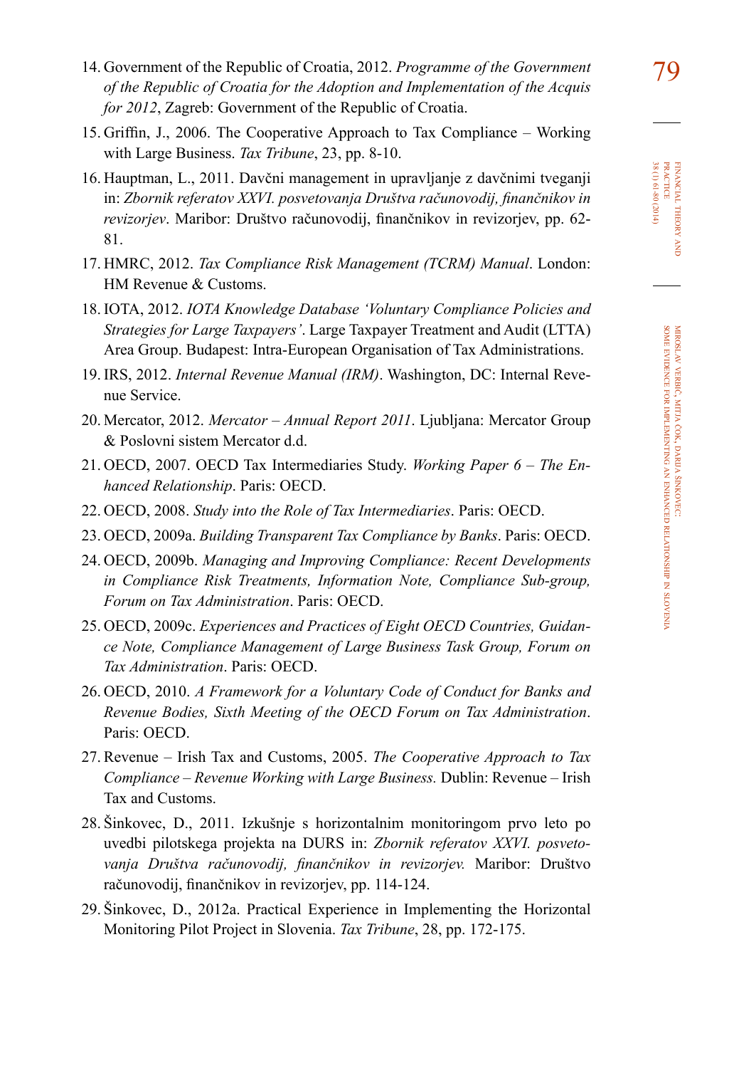14. Government of the Republic of Croatia, 2012. *Programme of the Government of the Republic of Croatia for the Adoption and Implementation of the Acquis for 2012*, Zagreb: Government of the Republic of Croatia.
15. Griffin, J., 2006. The Cooperative Approach to Tax Compliance – Working with Large Business. *Tax Tribune*, 23, pp. 8-10.
16. Hauptman, L., 2011. Davčni management in upravljanje z davčnimi tveganji in: *Zbornik referatov XXVI. posvetovanja Društva računovodij, finančnikov in revizorjev*. Maribor: Društvo računovodij, finančnikov in revizorjev, pp. 62-81.
17. HMRC, 2012. *Tax Compliance Risk Management (TCRM) Manual*. London: HM Revenue & Customs.
18. IOTA, 2012. *IOTA Knowledge Database 'Voluntary Compliance Policies and Strategies for Large Taxpayers'*. Large Taxpayer Treatment and Audit (LTTA) Area Group. Budapest: Intra-European Organisation of Tax Administrations.
19. IRS, 2012. *Internal Revenue Manual (IRM)*. Washington, DC: Internal Revenue Service.
20. Mercator, 2012. *Mercator – Annual Report 2011*. Ljubljana: Mercator Group & Poslovni sistem Mercator d.d.
21. OECD, 2007. OECD Tax Intermediaries Study. *Working Paper 6 – The Enhanced Relationship*. Paris: OECD.
22. OECD, 2008. *Study into the Role of Tax Intermediaries*. Paris: OECD.
23. OECD, 2009a. *Building Transparent Tax Compliance by Banks*. Paris: OECD.
24. OECD, 2009b. *Managing and Improving Compliance: Recent Developments in Compliance Risk Treatments, Information Note, Compliance Sub-group, Forum on Tax Administration*. Paris: OECD.
25. OECD, 2009c. *Experiences and Practices of Eight OECD Countries, Guidance Note, Compliance Management of Large Business Task Group, Forum on Tax Administration*. Paris: OECD.
26. OECD, 2010. *A Framework for a Voluntary Code of Conduct for Banks and Revenue Bodies, Sixth Meeting of the OECD Forum on Tax Administration*. Paris: OECD.
27. Revenue – Irish Tax and Customs, 2005. *The Cooperative Approach to Tax Compliance – Revenue Working with Large Business.* Dublin: Revenue – Irish Tax and Customs.
28. Šinkovec, D., 2011. Izkušnje s horizontalnim monitoringom prvo leto po uvedbi pilotskega projekta na DURS in: *Zbornik referatov XXVI. posvetovanja Društva računovodij, finančnikov in revizorjev.* Maribor: Društvo računovodij, finančnikov in revizorjev, pp. 114-124.
29. Šinkovec, D., 2012a. Practical Experience in Implementing the Horizontal Monitoring Pilot Project in Slovenia. *Tax Tribune*, 28, pp. 172-175.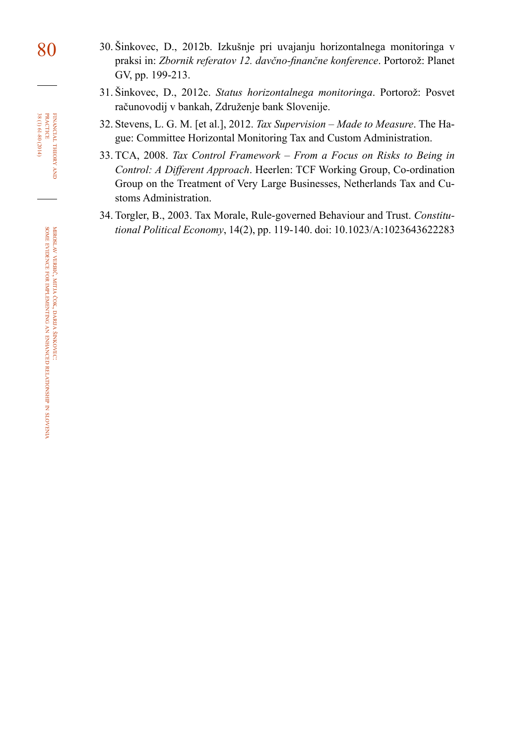30. Šinkovec, D., 2012b. Izkušnje pri uvajanju horizontalnega monitoringa v praksi in: *Zbornik referatov 12. davčno-finančne konference*. Portorož: Planet GV, pp. 199-213.
31. Šinkovec, D., 2012c. *Status horizontalnega monitoringa*. Portorož: Posvet računovodij v bankah, Združenje bank Slovenije.
32. Stevens, L. G. M. [et al.], 2012. *Tax Supervision – Made to Measure*. The Hague: Committee Horizontal Monitoring Tax and Custom Administration.
33. TCA, 2008. *Tax Control Framework – From a Focus on Risks to Being in Control: A Different Approach*. Heerlen: TCF Working Group, Co-ordination Group on the Treatment of Very Large Businesses, Netherlands Tax and Customs Administration.
34. Torgler, B., 2003. Tax Morale, Rule-governed Behaviour and Trust. *Constitutional Political Economy*, 14(2), pp. 119-140. doi: 10.1023/A:1023643622283